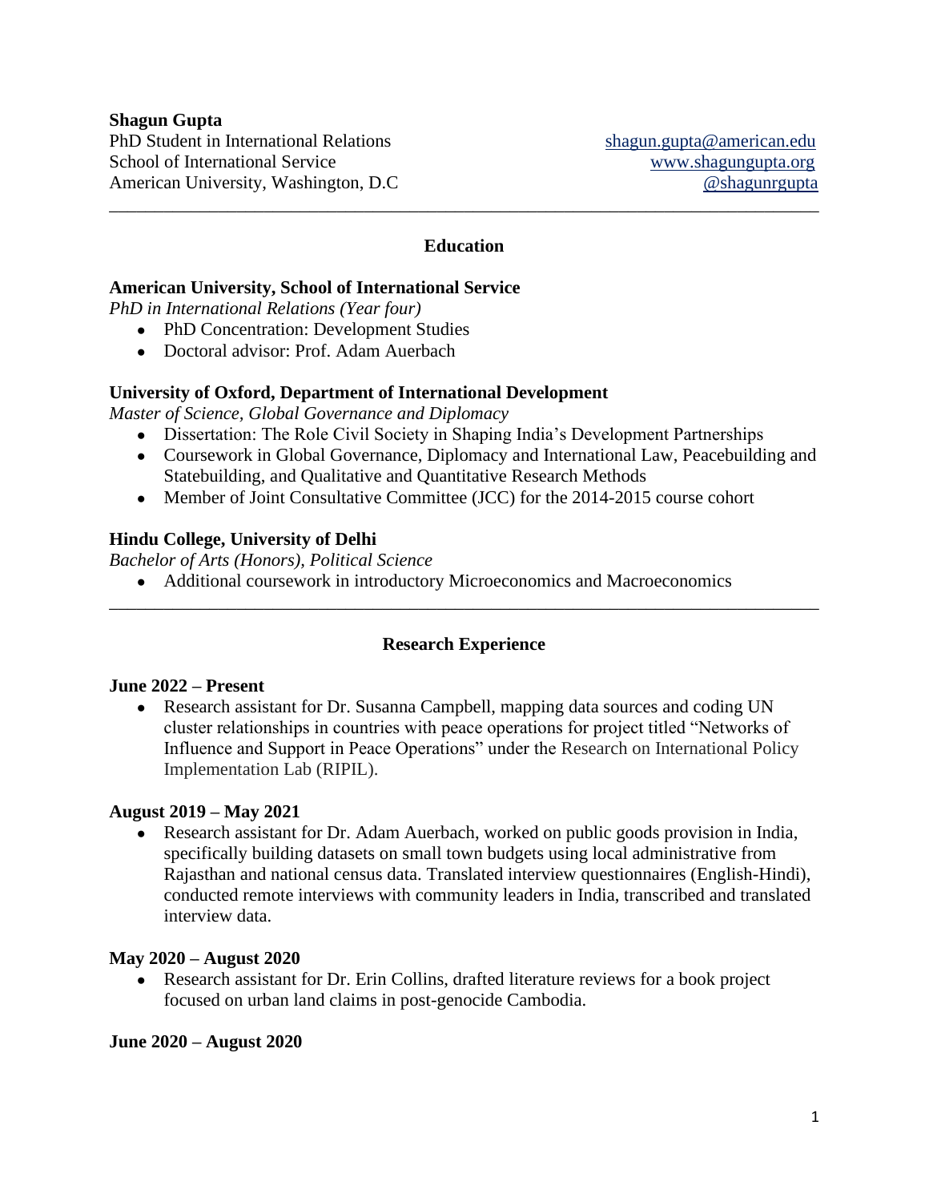**Shagun Gupta**

PhD Student in International Relations — shagun.gupta@american.edu
School of International Service — www.shagungupta.org
American University, Washington, D.C — @shagunrgupta

---

## Education

**American University, School of International Service**
*PhD in International Relations (Year four)*

- PhD Concentration: Development Studies
- Doctoral advisor: Prof. Adam Auerbach

**University of Oxford, Department of International Development**
*Master of Science, Global Governance and Diplomacy*

- Dissertation: The Role Civil Society in Shaping India's Development Partnerships
- Coursework in Global Governance, Diplomacy and International Law, Peacebuilding and Statebuilding, and Qualitative and Quantitative Research Methods
- Member of Joint Consultative Committee (JCC) for the 2014-2015 course cohort

**Hindu College, University of Delhi**
*Bachelor of Arts (Honors), Political Science*

- Additional coursework in introductory Microeconomics and Macroeconomics

---

## Research Experience

**June 2022 – Present**

- Research assistant for Dr. Susanna Campbell, mapping data sources and coding UN cluster relationships in countries with peace operations for project titled "Networks of Influence and Support in Peace Operations" under the Research on International Policy Implementation Lab (RIPIL).

**August 2019 – May 2021**

- Research assistant for Dr. Adam Auerbach, worked on public goods provision in India, specifically building datasets on small town budgets using local administrative from Rajasthan and national census data. Translated interview questionnaires (English-Hindi), conducted remote interviews with community leaders in India, transcribed and translated interview data.

**May 2020 – August 2020**

- Research assistant for Dr. Erin Collins, drafted literature reviews for a book project focused on urban land claims in post-genocide Cambodia.

**June 2020 – August 2020**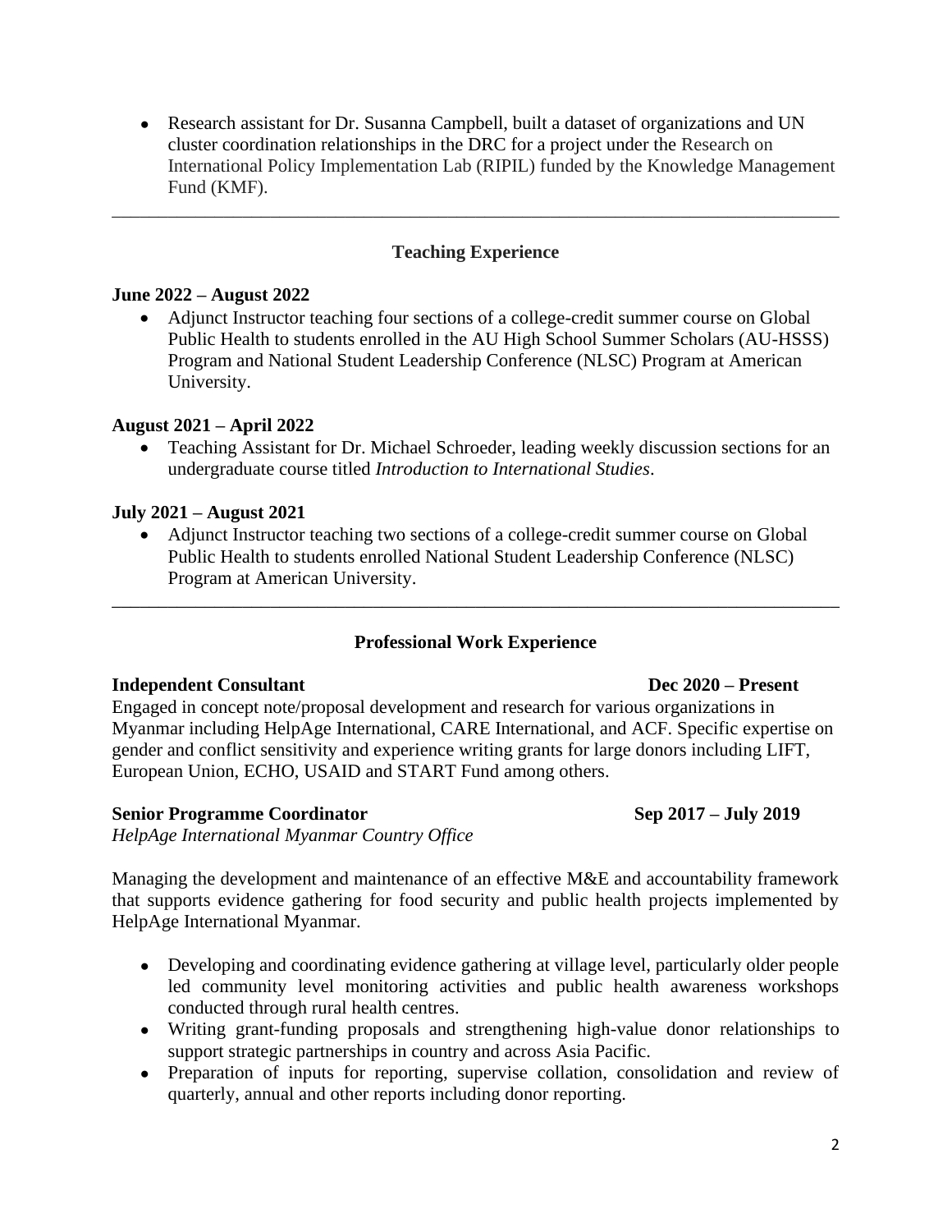- Research assistant for Dr. Susanna Campbell, built a dataset of organizations and UN cluster coordination relationships in the DRC for a project under the Research on International Policy Implementation Lab (RIPIL) funded by the Knowledge Management Fund (KMF).

---

## Teaching Experience

**June 2022 – August 2022**

- Adjunct Instructor teaching four sections of a college-credit summer course on Global Public Health to students enrolled in the AU High School Summer Scholars (AU-HSSS) Program and National Student Leadership Conference (NLSC) Program at American University.

**August 2021 – April 2022**

- Teaching Assistant for Dr. Michael Schroeder, leading weekly discussion sections for an undergraduate course titled *Introduction to International Studies*.

**July 2021 – August 2021**

- Adjunct Instructor teaching two sections of a college-credit summer course on Global Public Health to students enrolled National Student Leadership Conference (NLSC) Program at American University.

---

## Professional Work Experience

**Independent Consultant** **Dec 2020 – Present**

Engaged in concept note/proposal development and research for various organizations in Myanmar including HelpAge International, CARE International, and ACF. Specific expertise on gender and conflict sensitivity and experience writing grants for large donors including LIFT, European Union, ECHO, USAID and START Fund among others.

**Senior Programme Coordinator** **Sep 2017 – July 2019**
*HelpAge International Myanmar Country Office*

Managing the development and maintenance of an effective M&E and accountability framework that supports evidence gathering for food security and public health projects implemented by HelpAge International Myanmar.

- Developing and coordinating evidence gathering at village level, particularly older people led community level monitoring activities and public health awareness workshops conducted through rural health centres.
- Writing grant-funding proposals and strengthening high-value donor relationships to support strategic partnerships in country and across Asia Pacific.
- Preparation of inputs for reporting, supervise collation, consolidation and review of quarterly, annual and other reports including donor reporting.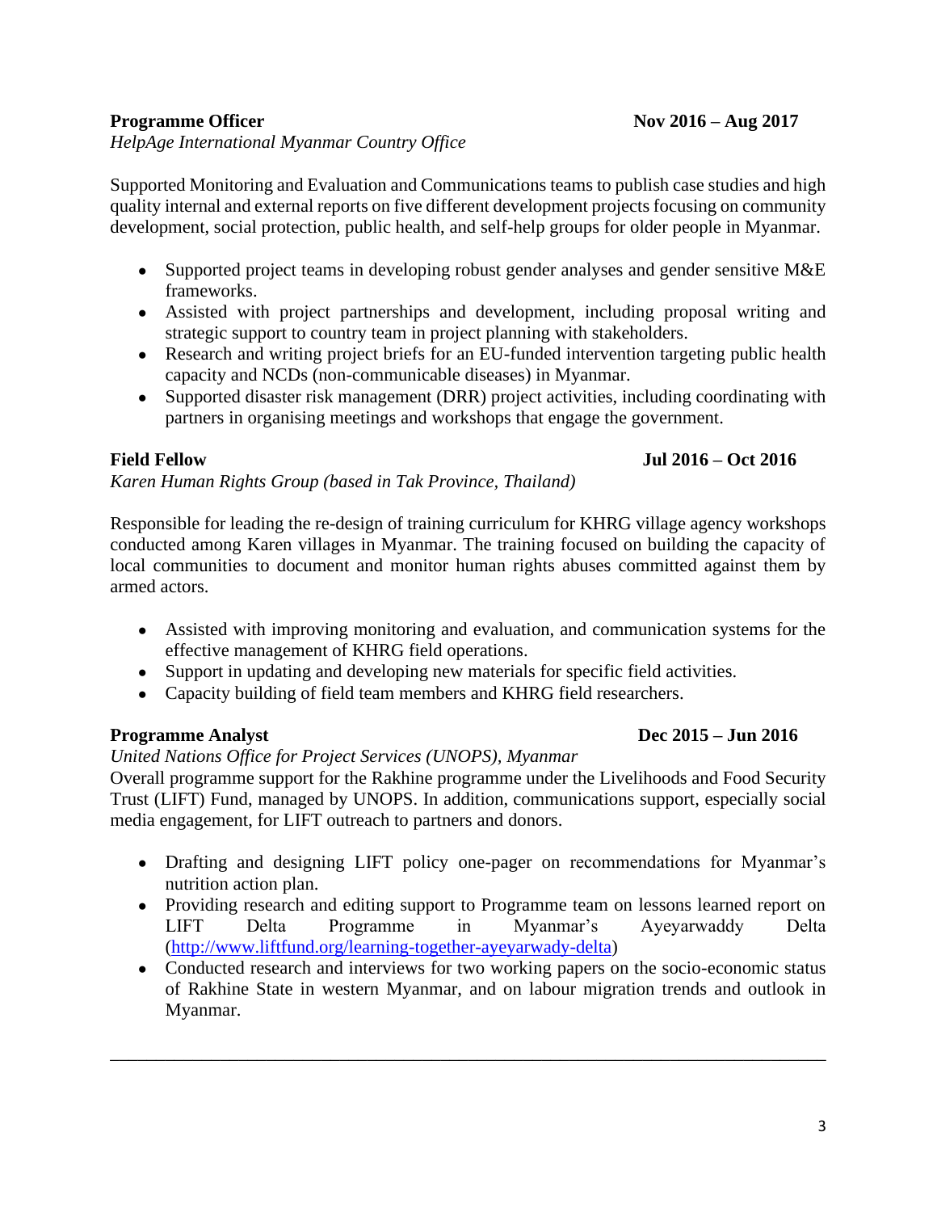**Programme Officer** **Nov 2016 – Aug 2017**
*HelpAge International Myanmar Country Office*

Supported Monitoring and Evaluation and Communications teams to publish case studies and high quality internal and external reports on five different development projects focusing on community development, social protection, public health, and self-help groups for older people in Myanmar.

- Supported project teams in developing robust gender analyses and gender sensitive M&E frameworks.
- Assisted with project partnerships and development, including proposal writing and strategic support to country team in project planning with stakeholders.
- Research and writing project briefs for an EU-funded intervention targeting public health capacity and NCDs (non-communicable diseases) in Myanmar.
- Supported disaster risk management (DRR) project activities, including coordinating with partners in organising meetings and workshops that engage the government.

**Field Fellow** **Jul 2016 – Oct 2016**
*Karen Human Rights Group (based in Tak Province, Thailand)*

Responsible for leading the re-design of training curriculum for KHRG village agency workshops conducted among Karen villages in Myanmar. The training focused on building the capacity of local communities to document and monitor human rights abuses committed against them by armed actors.

- Assisted with improving monitoring and evaluation, and communication systems for the effective management of KHRG field operations.
- Support in updating and developing new materials for specific field activities.
- Capacity building of field team members and KHRG field researchers.

**Programme Analyst** **Dec 2015 – Jun 2016**
*United Nations Office for Project Services (UNOPS), Myanmar*
Overall programme support for the Rakhine programme under the Livelihoods and Food Security Trust (LIFT) Fund, managed by UNOPS. In addition, communications support, especially social media engagement, for LIFT outreach to partners and donors.

- Drafting and designing LIFT policy one-pager on recommendations for Myanmar's nutrition action plan.
- Providing research and editing support to Programme team on lessons learned report on LIFT Delta Programme in Myanmar's Ayeyarwady Delta (http://www.liftfund.org/learning-together-ayeyarwady-delta)
- Conducted research and interviews for two working papers on the socio-economic status of Rakhine State in western Myanmar, and on labour migration trends and outlook in Myanmar.

---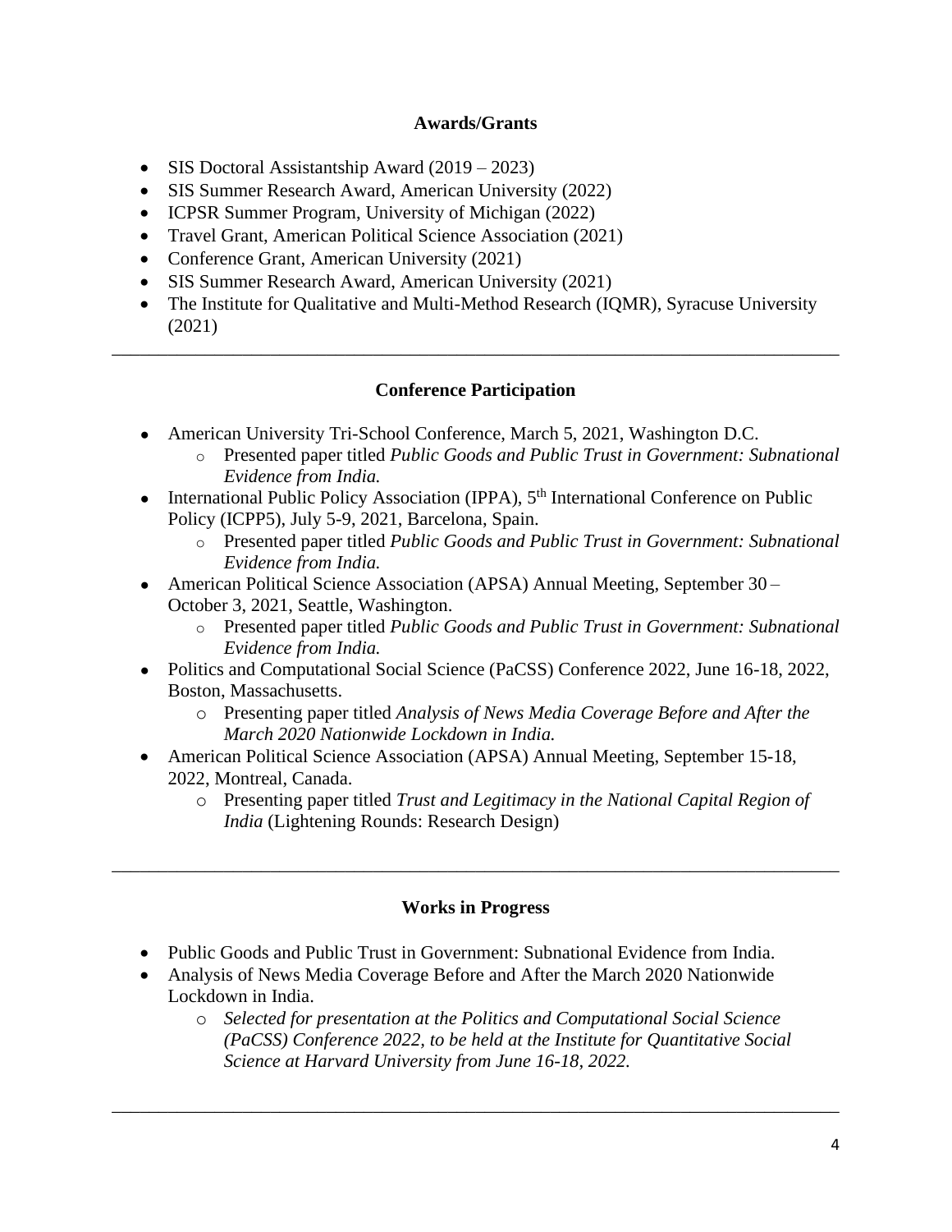## Awards/Grants

- SIS Doctoral Assistantship Award (2019 – 2023)
- SIS Summer Research Award, American University (2022)
- ICPSR Summer Program, University of Michigan (2022)
- Travel Grant, American Political Science Association (2021)
- Conference Grant, American University (2021)
- SIS Summer Research Award, American University (2021)
- The Institute for Qualitative and Multi-Method Research (IQMR), Syracuse University (2021)

---

## Conference Participation

- American University Tri-School Conference, March 5, 2021, Washington D.C.
    - Presented paper titled *Public Goods and Public Trust in Government: Subnational Evidence from India.*
- International Public Policy Association (IPPA), 5th International Conference on Public Policy (ICPP5), July 5-9, 2021, Barcelona, Spain.
    - Presented paper titled *Public Goods and Public Trust in Government: Subnational Evidence from India.*
- American Political Science Association (APSA) Annual Meeting, September 30 – October 3, 2021, Seattle, Washington.
    - Presented paper titled *Public Goods and Public Trust in Government: Subnational Evidence from India.*
- Politics and Computational Social Science (PaCSS) Conference 2022, June 16-18, 2022, Boston, Massachusetts.
    - Presenting paper titled *Analysis of News Media Coverage Before and After the March 2020 Nationwide Lockdown in India.*
- American Political Science Association (APSA) Annual Meeting, September 15-18, 2022, Montreal, Canada.
    - Presenting paper titled *Trust and Legitimacy in the National Capital Region of India* (Lightening Rounds: Research Design)

---

## Works in Progress

- Public Goods and Public Trust in Government: Subnational Evidence from India.
- Analysis of News Media Coverage Before and After the March 2020 Nationwide Lockdown in India.
    - *Selected for presentation at the Politics and Computational Social Science (PaCSS) Conference 2022, to be held at the Institute for Quantitative Social Science at Harvard University from June 16-18, 2022.*

---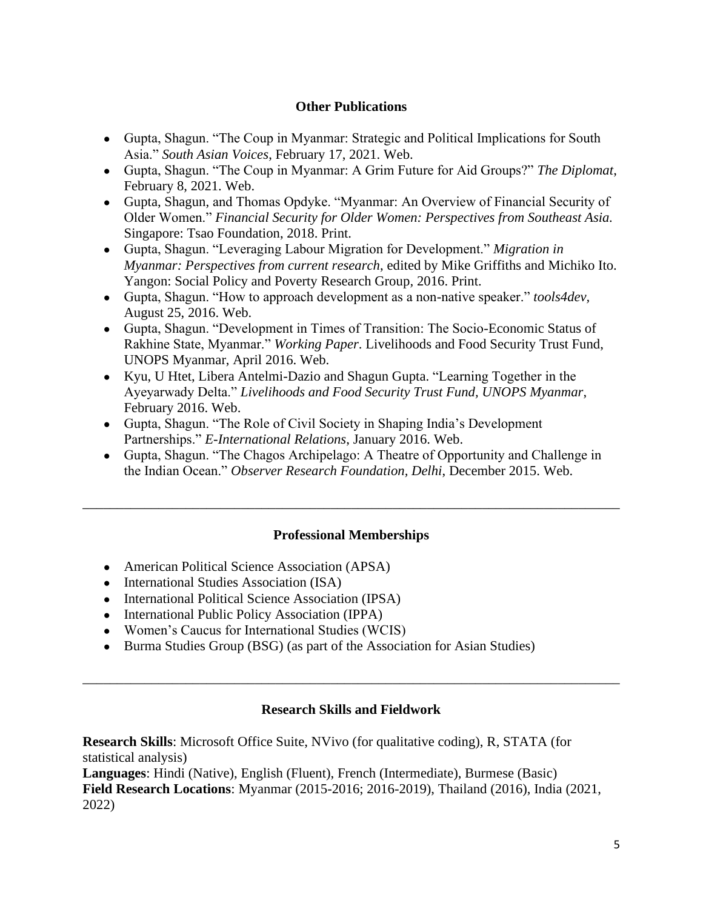## Other Publications

- Gupta, Shagun. "The Coup in Myanmar: Strategic and Political Implications for South Asia." *South Asian Voices*, February 17, 2021. Web.
- Gupta, Shagun. "The Coup in Myanmar: A Grim Future for Aid Groups?" *The Diplomat*, February 8, 2021. Web.
- Gupta, Shagun, and Thomas Opdyke. "Myanmar: An Overview of Financial Security of Older Women." *Financial Security for Older Women: Perspectives from Southeast Asia.* Singapore: Tsao Foundation, 2018. Print.
- Gupta, Shagun. "Leveraging Labour Migration for Development." *Migration in Myanmar: Perspectives from current research*, edited by Mike Griffiths and Michiko Ito. Yangon: Social Policy and Poverty Research Group, 2016. Print.
- Gupta, Shagun. "How to approach development as a non-native speaker." *tools4dev*, August 25, 2016. Web.
- Gupta, Shagun. "Development in Times of Transition: The Socio-Economic Status of Rakhine State, Myanmar." *Working Paper*. Livelihoods and Food Security Trust Fund, UNOPS Myanmar, April 2016. Web.
- Kyu, U Htet, Libera Antelmi-Dazio and Shagun Gupta. "Learning Together in the Ayeyarwady Delta." *Livelihoods and Food Security Trust Fund, UNOPS Myanmar*, February 2016. Web.
- Gupta, Shagun. "The Role of Civil Society in Shaping India's Development Partnerships." *E-International Relations*, January 2016. Web.
- Gupta, Shagun. "The Chagos Archipelago: A Theatre of Opportunity and Challenge in the Indian Ocean." *Observer Research Foundation, Delhi*, December 2015. Web.

---

## Professional Memberships

- American Political Science Association (APSA)
- International Studies Association (ISA)
- International Political Science Association (IPSA)
- International Public Policy Association (IPPA)
- Women's Caucus for International Studies (WCIS)
- Burma Studies Group (BSG) (as part of the Association for Asian Studies)

---

## Research Skills and Fieldwork

**Research Skills**: Microsoft Office Suite, NVivo (for qualitative coding), R, STATA (for statistical analysis)
**Languages**: Hindi (Native), English (Fluent), French (Intermediate), Burmese (Basic)
**Field Research Locations**: Myanmar (2015-2016; 2016-2019), Thailand (2016), India (2021, 2022)